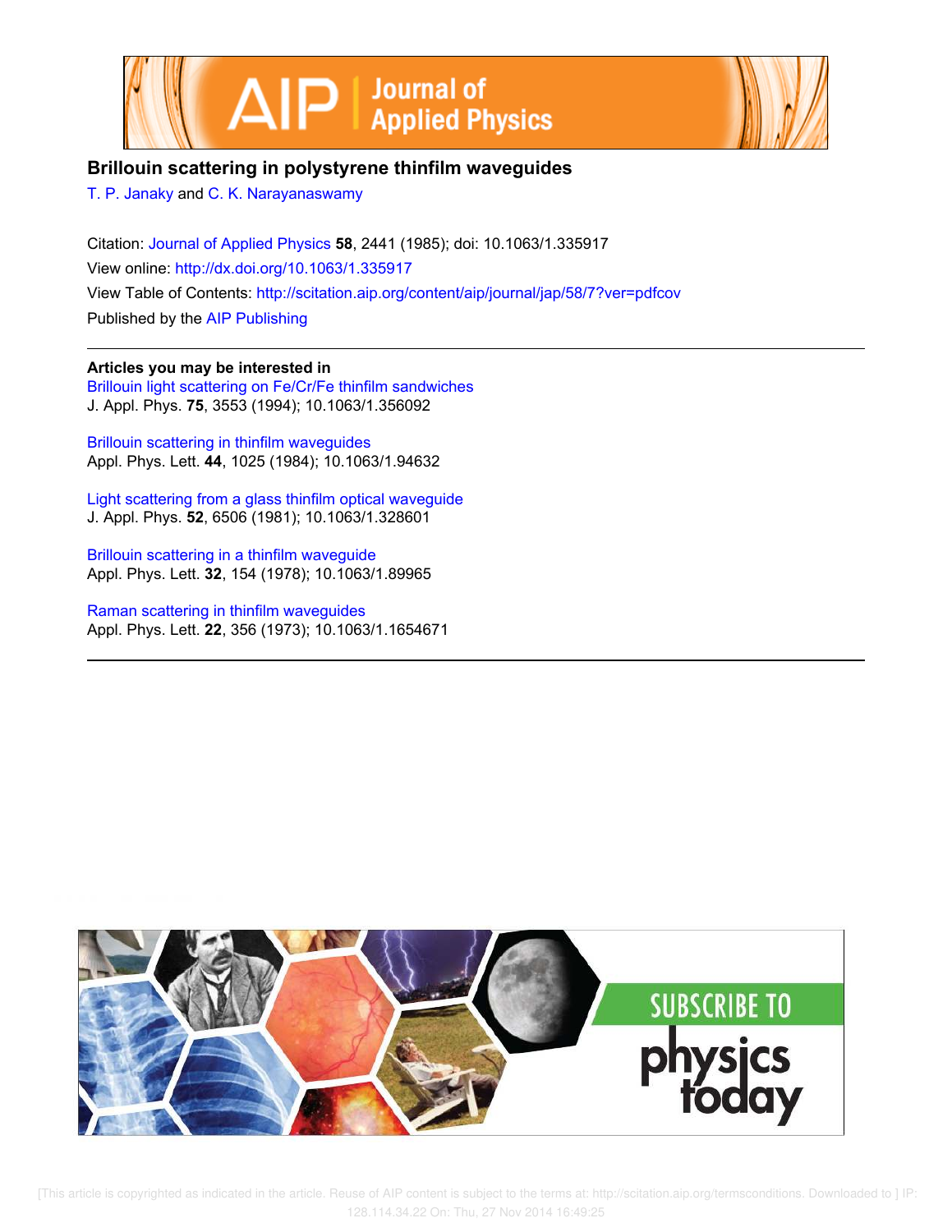# Brillouin scattering in polystyrene thinfilm waveguides

T. P. Janaky and C. K. Narayanaswamy

Citation: Journal of Applied Physics **58**, 2441 (1985); doi: 10.1063/1.335917

View online: http://dx.doi.org/10.1063/1.335917

View Table of Contents: http://scitation.aip.org/content/aip/journal/jap/58/7?ver=pdfcov

Published by the AIP Publishing

---

**Articles you may be interested in**

Brillouin light scattering on Fe/Cr/Fe thinfilm sandwiches
J. Appl. Phys. **75**, 3553 (1994); 10.1063/1.356092

Brillouin scattering in thinfilm waveguides
Appl. Phys. Lett. **44**, 1025 (1984); 10.1063/1.94632

Light scattering from a glass thinfilm optical waveguide
J. Appl. Phys. **52**, 6506 (1981); 10.1063/1.328601

Brillouin scattering in a thinfilm waveguide
Appl. Phys. Lett. **32**, 154 (1978); 10.1063/1.89965

Raman scattering in thinfilm waveguides
Appl. Phys. Lett. **22**, 356 (1973); 10.1063/1.1654671

---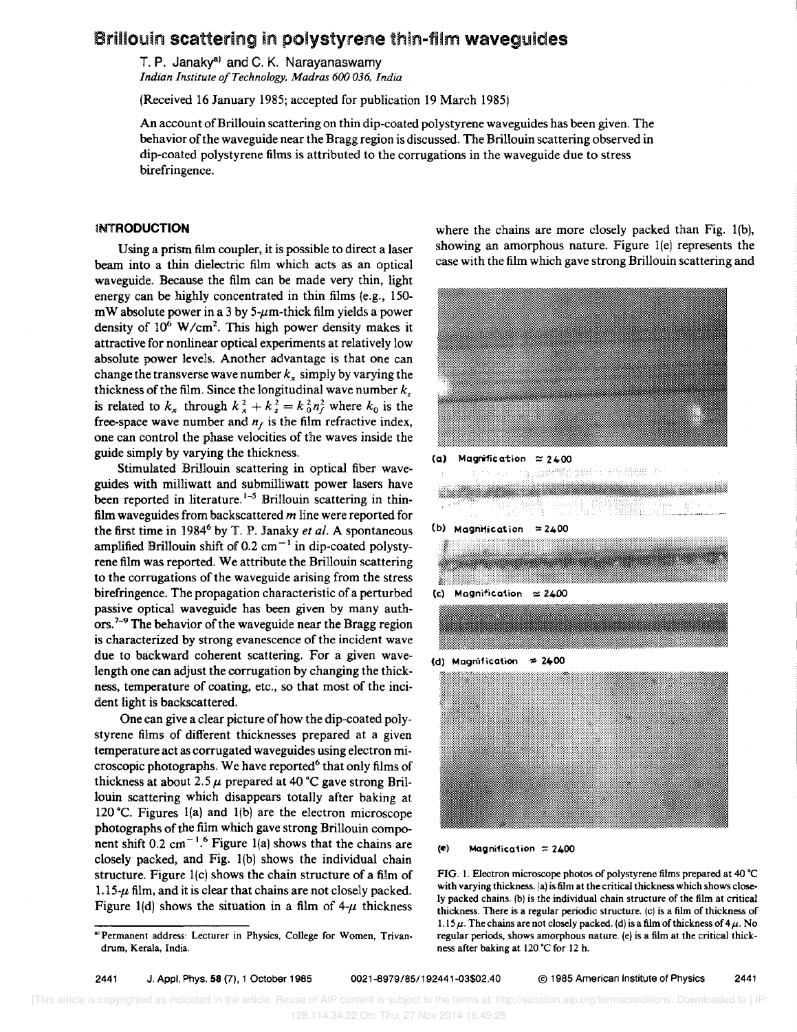# Brillouin scattering in polystyrene thin-film waveguides

T. P. Janaky[a] and C. K. Narayanaswamy

*Indian Institute of Technology, Madras 600 036, India*

(Received 16 January 1985; accepted for publication 19 March 1985)

An account of Brillouin scattering on thin dip-coated polystyrene waveguides has been given. The behavior of the waveguide near the Bragg region is discussed. The Brillouin scattering observed in dip-coated polystyrene films is attributed to the corrugations in the waveguide due to stress birefringence.

## INTRODUCTION

Using a prism film coupler, it is possible to direct a laser beam into a thin dielectric film which acts as an optical waveguide. Because the film can be made very thin, light energy can be highly concentrated in thin films (e.g., 150-mW absolute power in a 3 by 5-$\mu$m-thick film yields a power density of $10^6$ W/cm$^2$. This high power density makes it attractive for nonlinear optical experiments at relatively low absolute power levels. Another advantage is that one can change the transverse wave number $k_x$ simply by varying the thickness of the film. Since the longitudinal wave number $k_z$ is related to $k_x$ through $k_x^2 + k_z^2 = k_0^2 n_f^2$ where $k_0$ is the free-space wave number and $n_f$ is the film refractive index, one can control the phase velocities of the waves inside the guide simply by varying the thickness.

Stimulated Brillouin scattering in optical fiber waveguides with milliwatt and submilliwatt power lasers have been reported in literature.[1–5] Brillouin scattering in thin-film waveguides from backscattered *m* line were reported for the first time in 1984[6] by T. P. Janaky *et al.* A spontaneous amplified Brillouin shift of 0.2 cm$^{-1}$ in dip-coated polystyrene film was reported. We attribute the Brillouin scattering to the corrugations of the waveguide arising from the stress birefringence. The propagation characteristic of a perturbed passive optical waveguide has been given by many authors.[7–9] The behavior of the waveguide near the Bragg region is characterized by strong evanescence of the incident wave due to backward coherent scattering. For a given wavelength one can adjust the corrugation by changing the thickness, temperature of coating, etc., so that most of the incident light is backscattered.

One can give a clear picture of how the dip-coated polystyrene films of different thicknesses prepared at a given temperature act as corrugated waveguides using electron microscopic photographs. We have reported[6] that only films of thickness at about 2.5 $\mu$ prepared at 40 °C gave strong Brillouin scattering which disappears totally after baking at 120 °C. Figures 1(a) and 1(b) are the electron microscope photographs of the film which gave strong Brillouin component shift 0.2 cm$^{-1}$.[6] Figure 1(a) shows that the chains are closely packed, and Fig. 1(b) shows the individual chain structure. Figure 1(c) shows the chain structure of a film of 1.15-$\mu$ film, and it is clear that chains are not closely packed. Figure 1(d) shows the situation in a film of 4-$\mu$ thickness where the chains are more closely packed than Fig. 1(b), showing an amorphous nature. Figure 1(e) represents the case with the film which gave strong Brillouin scattering and

(a) Magnification ≈ 2400

(b) Magnification ≈ 2400

(c) Magnification ≈ 2400

(d) Magnification ≈ 2400

(e) Magnification ≈ 2400

FIG. 1. Electron microscope photos of polystyrene films prepared at 40 °C with varying thickness. (a) is film at the critical thickness which shows closely packed chains. (b) is the individual chain structure of the film at critical thickness. There is a regular periodic structure. (c) is a film of thickness of 1.15 $\mu$. The chains are not closely packed. (d) is a film of thickness of 4 $\mu$. No regular periods, shows amorphous nature. (e) is a film at the critical thickness after baking at 120 °C for 12 h.

[a] Permanent address: Lecturer in Physics, College for Women, Trivandrum, Kerala, India.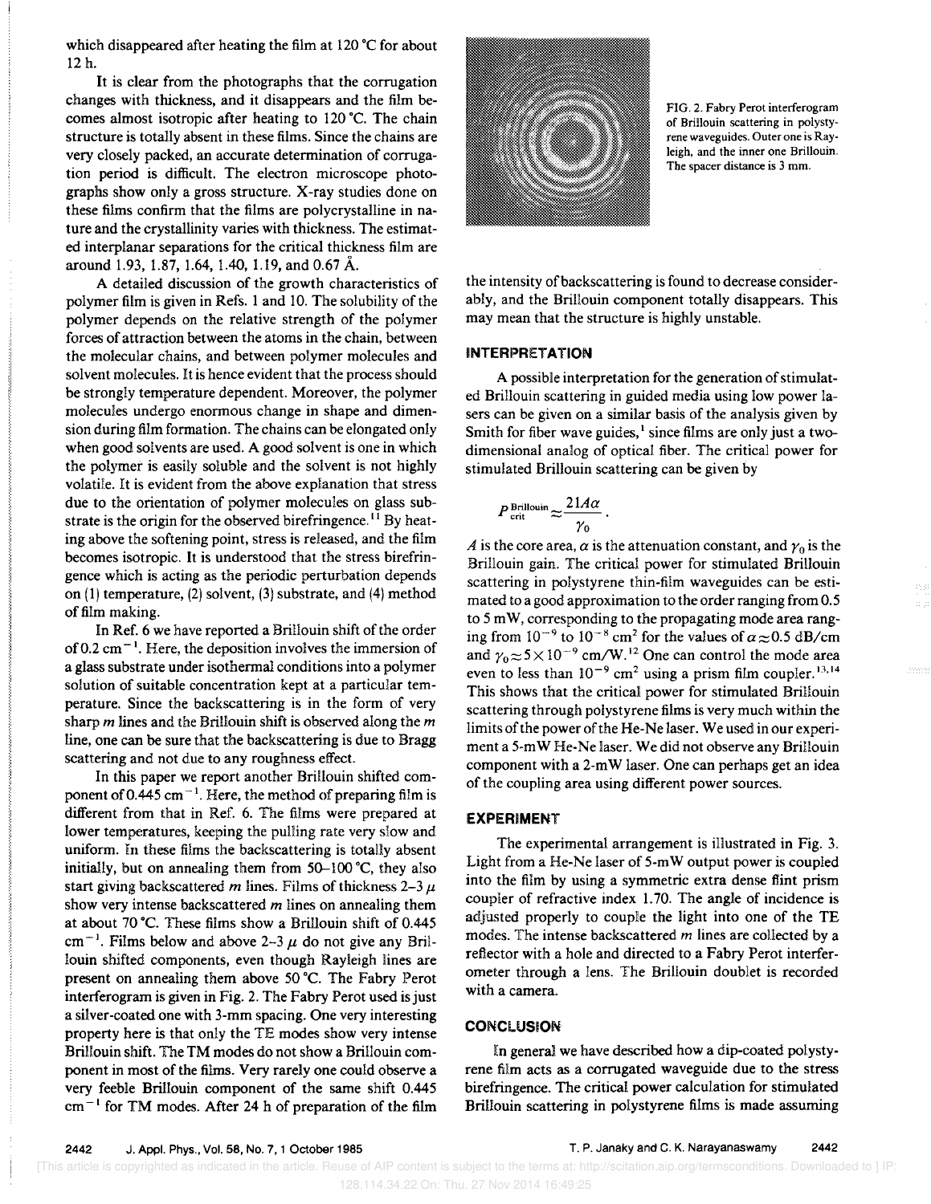which disappeared after heating the film at 120 °C for about 12 h.

It is clear from the photographs that the corrugation changes with thickness, and it disappears and the film becomes almost isotropic after heating to 120 °C. The chain structure is totally absent in these films. Since the chains are very closely packed, an accurate determination of corrugation period is difficult. The electron microscope photographs show only a gross structure. X-ray studies done on these films confirm that the films are polycrystalline in nature and the crystallinity varies with thickness. The estimated interplanar separations for the critical thickness film are around 1.93, 1.87, 1.64, 1.40, 1.19, and 0.67 Å.

A detailed discussion of the growth characteristics of polymer film is given in Refs. 1 and 10. The solubility of the polymer depends on the relative strength of the polymer forces of attraction between the atoms in the chain, between the molecular chains, and between polymer molecules and solvent molecules. It is hence evident that the process should be strongly temperature dependent. Moreover, the polymer molecules undergo enormous change in shape and dimension during film formation. The chains can be elongated only when good solvents are used. A good solvent is one in which the polymer is easily soluble and the solvent is not highly volatile. It is evident from the above explanation that stress due to the orientation of polymer molecules on glass substrate is the origin for the observed birefringence.[11] By heating above the softening point, stress is released, and the film becomes isotropic. It is understood that the stress birefringence which is acting as the periodic perturbation depends on (1) temperature, (2) solvent, (3) substrate, and (4) method of film making.

In Ref. 6 we have reported a Brillouin shift of the order of 0.2 $cm^{-1}$. Here, the deposition involves the immersion of a glass substrate under isothermal conditions into a polymer solution of suitable concentration kept at a particular temperature. Since the backscattering is in the form of very sharp $m$ lines and the Brillouin shift is observed along the $m$ line, one can be sure that the backscattering is due to Bragg scattering and not due to any roughness effect.

In this paper we report another Brillouin shifted component of 0.445 $cm^{-1}$. Here, the method of preparing film is different from that in Ref. 6. The films were prepared at lower temperatures, keeping the pulling rate very slow and uniform. In these films the backscattering is totally absent initially, but on annealing them from 50–100 °C, they also start giving backscattered $m$ lines. Films of thickness 2–3 $\mu$ show very intense backscattered $m$ lines on annealing them at about 70 °C. These films show a Brillouin shift of 0.445 $cm^{-1}$. Films below and above 2–3 $\mu$ do not give any Brillouin shifted components, even though Rayleigh lines are present on annealing them above 50 °C. The Fabry Perot interferogram is given in Fig. 2. The Fabry Perot used is just a silver-coated one with 3-mm spacing. One very interesting property here is that only the TE modes show very intense Brillouin shift. The TM modes do not show a Brillouin component in most of the films. Very rarely one could observe a very feeble Brillouin component of the same shift 0.445 $cm^{-1}$ for TM modes. After 24 h of preparation of the film the intensity of backscattering is found to decrease considerably, and the Brillouin component totally disappears. This may mean that the structure is highly unstable.

FIG. 2. Fabry Perot interferogram of Brillouin scattering in polystyrene waveguides. Outer one is Rayleigh, and the inner one Brillouin. The spacer distance is 3 mm.

## INTERPRETATION

A possible interpretation for the generation of stimulated Brillouin scattering in guided media using low power lasers can be given on a similar basis of the analysis given by Smith for fiber wave guides,[1] since films are only just a two-dimensional analog of optical fiber. The critical power for stimulated Brillouin scattering can be given by

$$P_{\text{crit}}^{\text{Brillouin}} \approx \frac{21A\alpha}{\gamma_0}.$$

$A$ is the core area, $\alpha$ is the attenuation constant, and $\gamma_0$ is the Brillouin gain. The critical power for stimulated Brillouin scattering in polystyrene thin-film waveguides can be estimated to a good approximation to the order ranging from 0.5 to 5 mW, corresponding to the propagating mode area ranging from $10^{-9}$ to $10^{-8}$ $cm^2$ for the values of $\alpha \approx 0.5$ dB/cm and $\gamma_0 \approx 5 \times 10^{-9}$ cm/W.[12] One can control the mode area even to less than $10^{-9}$ $cm^2$ using a prism film coupler.[13,14] This shows that the critical power for stimulated Brillouin scattering through polystyrene films is very much within the limits of the power of the He-Ne laser. We used in our experiment a 5-mW He-Ne laser. We did not observe any Brillouin component with a 2-mW laser. One can perhaps get an idea of the coupling area using different power sources.

## EXPERIMENT

The experimental arrangement is illustrated in Fig. 3. Light from a He-Ne laser of 5-mW output power is coupled into the film by using a symmetric extra dense flint prism coupler of refractive index 1.70. The angle of incidence is adjusted properly to couple the light into one of the TE modes. The intense backscattered $m$ lines are collected by a reflector with a hole and directed to a Fabry Perot interferometer through a lens. The Brillouin doublet is recorded with a camera.

## CONCLUSION

In general we have described how a dip-coated polystyrene film acts as a corrugated waveguide due to the stress birefringence. The critical power calculation for stimulated Brillouin scattering in polystyrene films is made assuming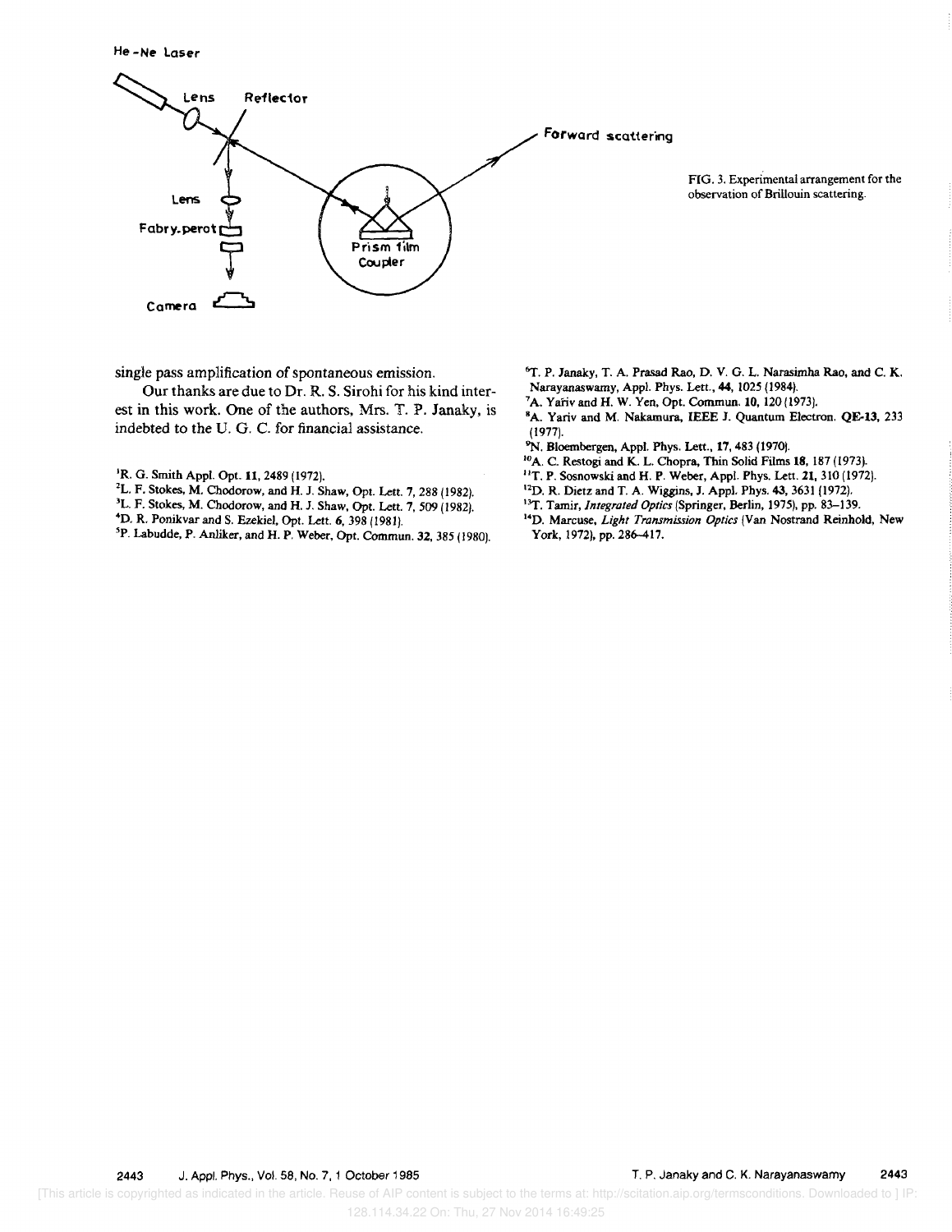He-Ne Laser

Lens

Reflector

Forward scattering

Lens

Fabry.perot

Prism film Coupler

Camera

FIG. 3. Experimental arrangement for the observation of Brillouin scattering.

single pass amplification of spontaneous emission.

Our thanks are due to Dr. R. S. Sirohi for his kind interest in this work. One of the authors, Mrs. T. P. Janaky, is indebted to the U. G. C. for financial assistance.

[1] R. G. Smith Appl. Opt. **11**, 2489 (1972).
[2] L. F. Stokes, M. Chodorow, and H. J. Shaw, Opt. Lett. **7**, 288 (1982).
[3] L. F. Stokes, M. Chodorow, and H. J. Shaw, Opt. Lett. **7**, 509 (1982).
[4] D. R. Ponikvar and S. Ezekiel, Opt. Lett. **6**, 398 (1981).
[5] P. Labudde, P. Anliker, and H. P. Weber, Opt. Commun. **32**, 385 (1980).
[6] T. P. Janaky, T. A. Prasad Rao, D. V. G. L. Narasimha Rao, and C. K. Narayanaswamy, Appl. Phys. Lett., **44**, 1025 (1984).
[7] A. Yariv and H. W. Yen, Opt. Commun. **10**, 120 (1973).
[8] A. Yariv and M. Nakamura, IEEE J. Quantum Electron. **QE-13**, 233 (1977).
[9] N. Bloembergen, Appl. Phys. Lett., **17**, 483 (1970).
[10] A. C. Restogi and K. L. Chopra, Thin Solid Films **18**, 187 (1973).
[11] T. P. Sosnowski and H. P. Weber, Appl. Phys. Lett. **21**, 310 (1972).
[12] D. R. Dietz and T. A. Wiggins, J. Appl. Phys. **43**, 3631 (1972).
[13] T. Tamir, *Integrated Optics* (Springer, Berlin, 1975), pp. 83–139.
[14] D. Marcuse, *Light Transmission Optics* (Van Nostrand Reinhold, New York, 1972), pp. 286–417.